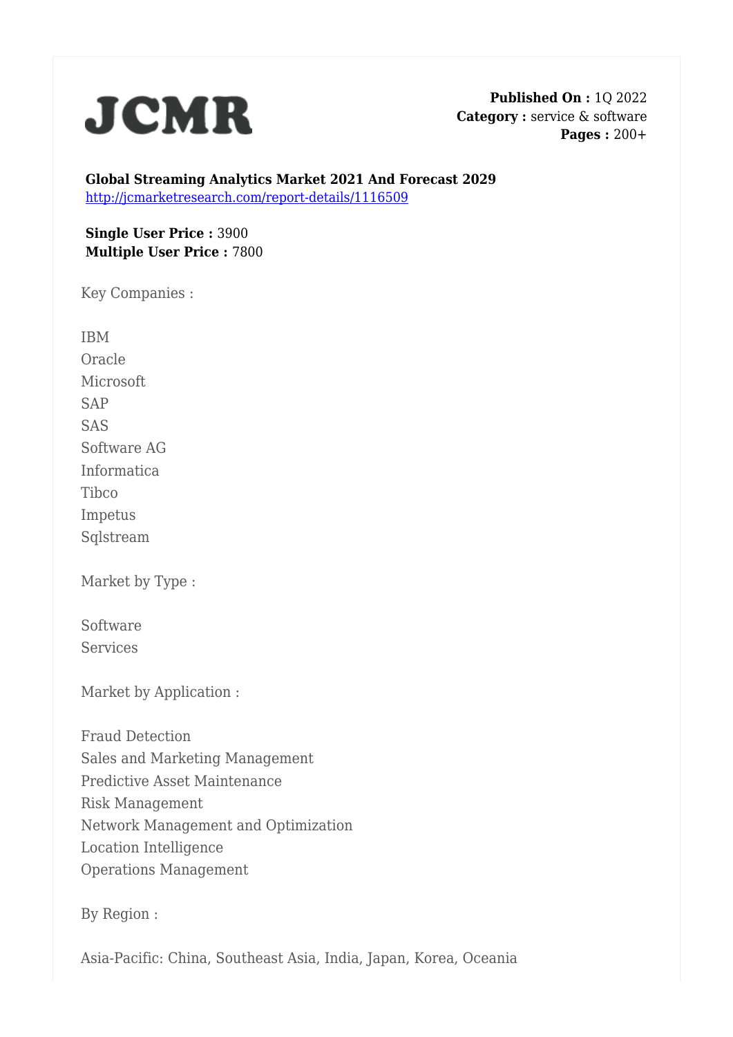**JCMR**

**Published On :** 1Q 2022
**Category :** service & software
**Pages :** 200+

**Global Streaming Analytics Market 2021 And Forecast 2029**
http://jcmarketresearch.com/report-details/1116509

**Single User Price :** 3900
**Multiple User Price :** 7800

Key Companies :

IBM
Oracle
Microsoft
SAP
SAS
Software AG
Informatica
Tibco
Impetus
Sqlstream

Market by Type :

Software
Services

Market by Application :

Fraud Detection
Sales and Marketing Management
Predictive Asset Maintenance
Risk Management
Network Management and Optimization
Location Intelligence
Operations Management

By Region :

Asia-Pacific: China, Southeast Asia, India, Japan, Korea, Oceania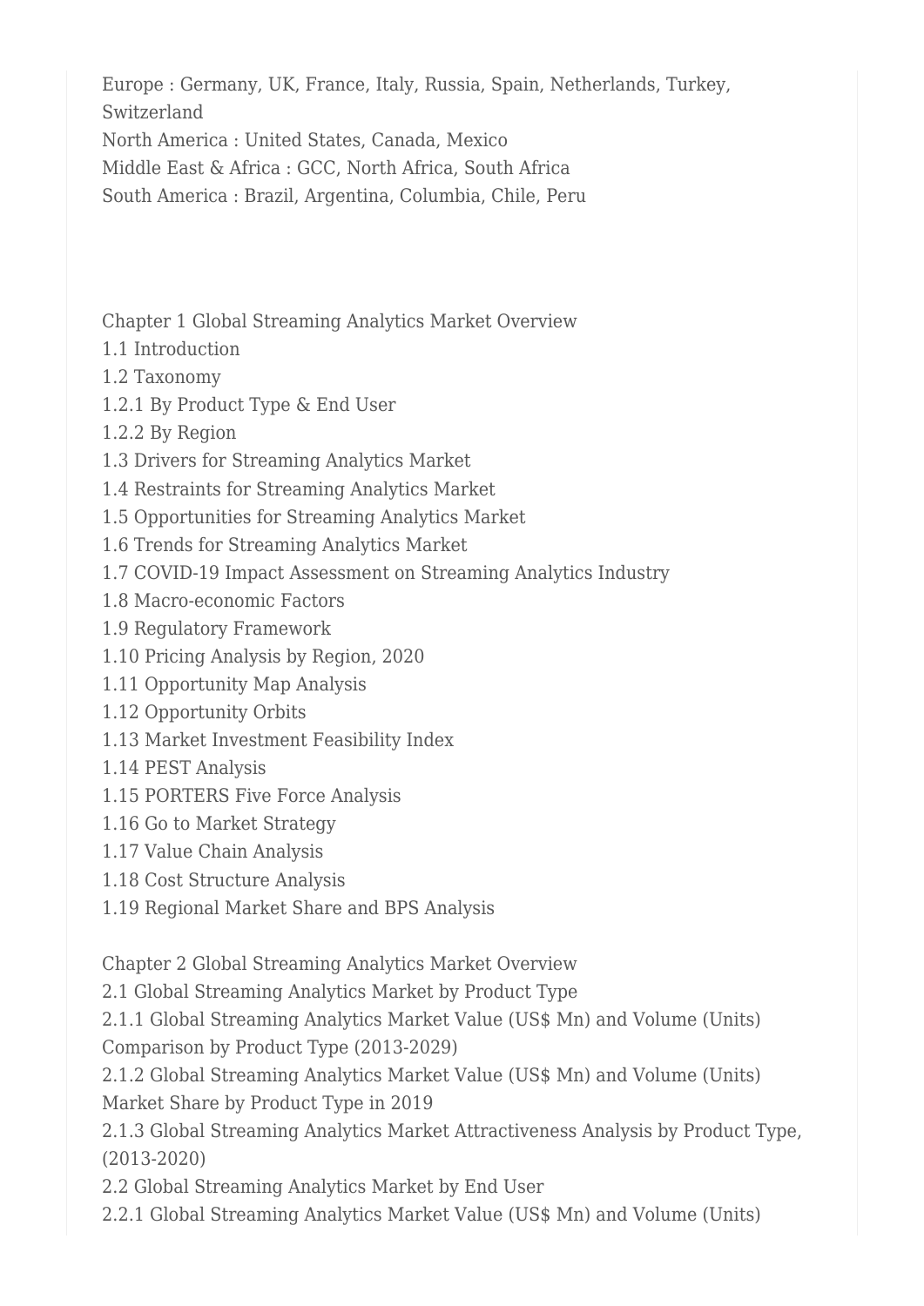Europe : Germany, UK, France, Italy, Russia, Spain, Netherlands, Turkey, Switzerland
North America : United States, Canada, Mexico
Middle East & Africa : GCC, North Africa, South Africa
South America : Brazil, Argentina, Columbia, Chile, Peru

Chapter 1 Global Streaming Analytics Market Overview
1.1 Introduction
1.2 Taxonomy
1.2.1 By Product Type & End User
1.2.2 By Region
1.3 Drivers for Streaming Analytics Market
1.4 Restraints for Streaming Analytics Market
1.5 Opportunities for Streaming Analytics Market
1.6 Trends for Streaming Analytics Market
1.7 COVID-19 Impact Assessment on Streaming Analytics Industry
1.8 Macro-economic Factors
1.9 Regulatory Framework
1.10 Pricing Analysis by Region, 2020
1.11 Opportunity Map Analysis
1.12 Opportunity Orbits
1.13 Market Investment Feasibility Index
1.14 PEST Analysis
1.15 PORTERS Five Force Analysis
1.16 Go to Market Strategy
1.17 Value Chain Analysis
1.18 Cost Structure Analysis
1.19 Regional Market Share and BPS Analysis

Chapter 2 Global Streaming Analytics Market Overview
2.1 Global Streaming Analytics Market by Product Type
2.1.1 Global Streaming Analytics Market Value (US$ Mn) and Volume (Units) Comparison by Product Type (2013-2029)
2.1.2 Global Streaming Analytics Market Value (US$ Mn) and Volume (Units) Market Share by Product Type in 2019
2.1.3 Global Streaming Analytics Market Attractiveness Analysis by Product Type, (2013-2020)
2.2 Global Streaming Analytics Market by End User
2.2.1 Global Streaming Analytics Market Value (US$ Mn) and Volume (Units)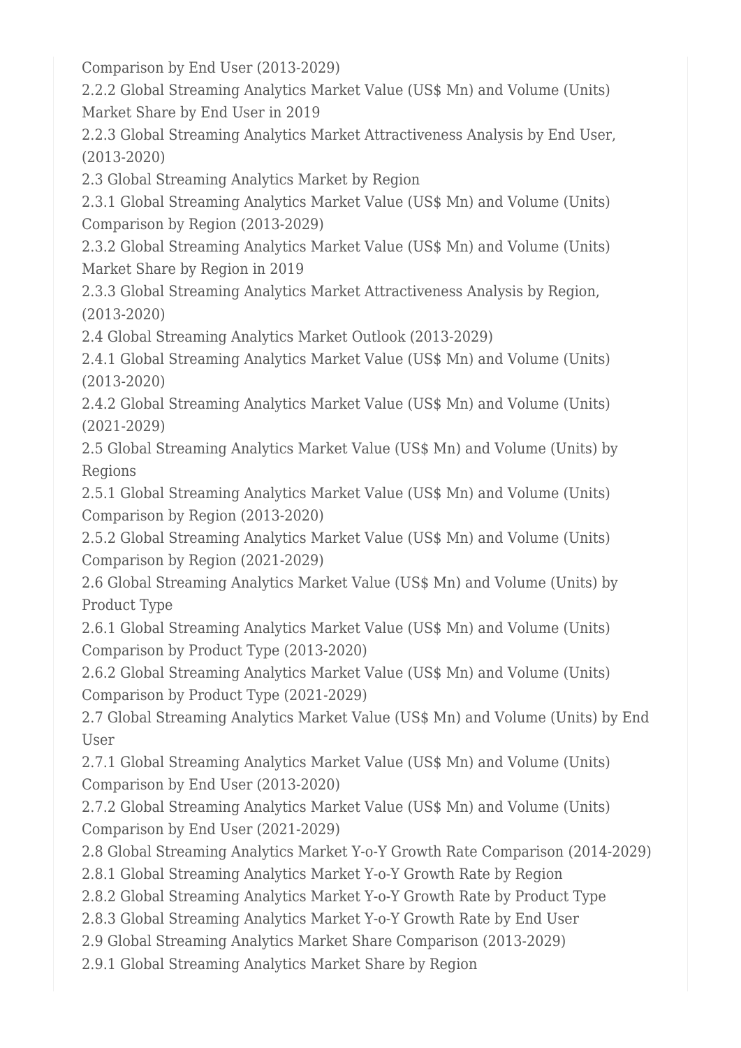Comparison by End User (2013-2029)
2.2.2 Global Streaming Analytics Market Value (US$ Mn) and Volume (Units) Market Share by End User in 2019
2.2.3 Global Streaming Analytics Market Attractiveness Analysis by End User, (2013-2020)
2.3 Global Streaming Analytics Market by Region
2.3.1 Global Streaming Analytics Market Value (US$ Mn) and Volume (Units) Comparison by Region (2013-2029)
2.3.2 Global Streaming Analytics Market Value (US$ Mn) and Volume (Units) Market Share by Region in 2019
2.3.3 Global Streaming Analytics Market Attractiveness Analysis by Region, (2013-2020)
2.4 Global Streaming Analytics Market Outlook (2013-2029)
2.4.1 Global Streaming Analytics Market Value (US$ Mn) and Volume (Units) (2013-2020)
2.4.2 Global Streaming Analytics Market Value (US$ Mn) and Volume (Units) (2021-2029)
2.5 Global Streaming Analytics Market Value (US$ Mn) and Volume (Units) by Regions
2.5.1 Global Streaming Analytics Market Value (US$ Mn) and Volume (Units) Comparison by Region (2013-2020)
2.5.2 Global Streaming Analytics Market Value (US$ Mn) and Volume (Units) Comparison by Region (2021-2029)
2.6 Global Streaming Analytics Market Value (US$ Mn) and Volume (Units) by Product Type
2.6.1 Global Streaming Analytics Market Value (US$ Mn) and Volume (Units) Comparison by Product Type (2013-2020)
2.6.2 Global Streaming Analytics Market Value (US$ Mn) and Volume (Units) Comparison by Product Type (2021-2029)
2.7 Global Streaming Analytics Market Value (US$ Mn) and Volume (Units) by End User
2.7.1 Global Streaming Analytics Market Value (US$ Mn) and Volume (Units) Comparison by End User (2013-2020)
2.7.2 Global Streaming Analytics Market Value (US$ Mn) and Volume (Units) Comparison by End User (2021-2029)
2.8 Global Streaming Analytics Market Y-o-Y Growth Rate Comparison (2014-2029)
2.8.1 Global Streaming Analytics Market Y-o-Y Growth Rate by Region
2.8.2 Global Streaming Analytics Market Y-o-Y Growth Rate by Product Type
2.8.3 Global Streaming Analytics Market Y-o-Y Growth Rate by End User
2.9 Global Streaming Analytics Market Share Comparison (2013-2029)
2.9.1 Global Streaming Analytics Market Share by Region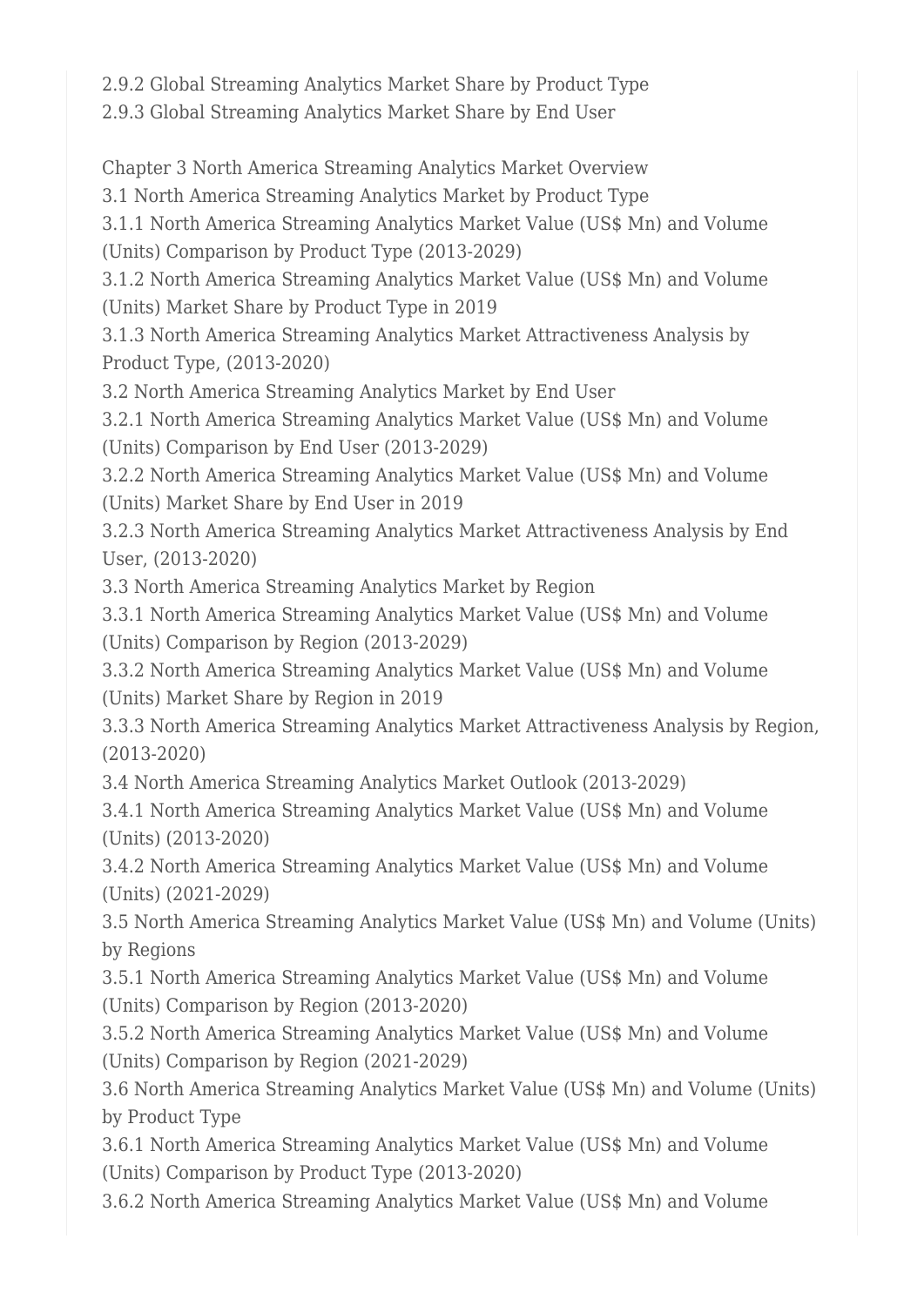2.9.2 Global Streaming Analytics Market Share by Product Type
2.9.3 Global Streaming Analytics Market Share by End User

Chapter 3 North America Streaming Analytics Market Overview
3.1 North America Streaming Analytics Market by Product Type
3.1.1 North America Streaming Analytics Market Value (US$ Mn) and Volume (Units) Comparison by Product Type (2013-2029)
3.1.2 North America Streaming Analytics Market Value (US$ Mn) and Volume (Units) Market Share by Product Type in 2019
3.1.3 North America Streaming Analytics Market Attractiveness Analysis by Product Type, (2013-2020)
3.2 North America Streaming Analytics Market by End User
3.2.1 North America Streaming Analytics Market Value (US$ Mn) and Volume (Units) Comparison by End User (2013-2029)
3.2.2 North America Streaming Analytics Market Value (US$ Mn) and Volume (Units) Market Share by End User in 2019
3.2.3 North America Streaming Analytics Market Attractiveness Analysis by End User, (2013-2020)
3.3 North America Streaming Analytics Market by Region
3.3.1 North America Streaming Analytics Market Value (US$ Mn) and Volume (Units) Comparison by Region (2013-2029)
3.3.2 North America Streaming Analytics Market Value (US$ Mn) and Volume (Units) Market Share by Region in 2019
3.3.3 North America Streaming Analytics Market Attractiveness Analysis by Region, (2013-2020)
3.4 North America Streaming Analytics Market Outlook (2013-2029)
3.4.1 North America Streaming Analytics Market Value (US$ Mn) and Volume (Units) (2013-2020)
3.4.2 North America Streaming Analytics Market Value (US$ Mn) and Volume (Units) (2021-2029)
3.5 North America Streaming Analytics Market Value (US$ Mn) and Volume (Units) by Regions
3.5.1 North America Streaming Analytics Market Value (US$ Mn) and Volume (Units) Comparison by Region (2013-2020)
3.5.2 North America Streaming Analytics Market Value (US$ Mn) and Volume (Units) Comparison by Region (2021-2029)
3.6 North America Streaming Analytics Market Value (US$ Mn) and Volume (Units) by Product Type
3.6.1 North America Streaming Analytics Market Value (US$ Mn) and Volume (Units) Comparison by Product Type (2013-2020)
3.6.2 North America Streaming Analytics Market Value (US$ Mn) and Volume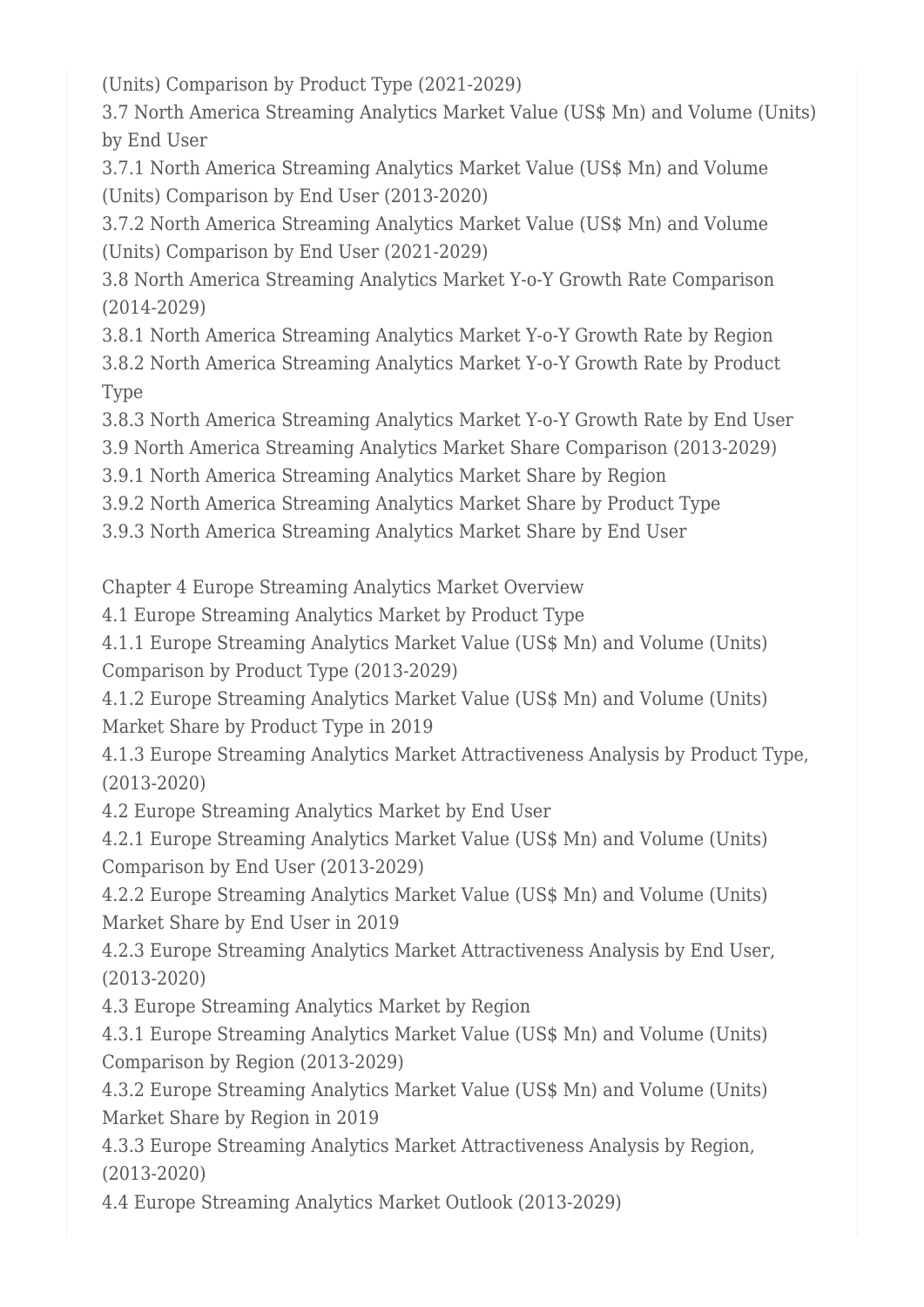(Units) Comparison by Product Type (2021-2029)

3.7 North America Streaming Analytics Market Value (US$ Mn) and Volume (Units) by End User

3.7.1 North America Streaming Analytics Market Value (US$ Mn) and Volume (Units) Comparison by End User (2013-2020)

3.7.2 North America Streaming Analytics Market Value (US$ Mn) and Volume (Units) Comparison by End User (2021-2029)

3.8 North America Streaming Analytics Market Y-o-Y Growth Rate Comparison (2014-2029)

3.8.1 North America Streaming Analytics Market Y-o-Y Growth Rate by Region

3.8.2 North America Streaming Analytics Market Y-o-Y Growth Rate by Product Type

3.8.3 North America Streaming Analytics Market Y-o-Y Growth Rate by End User

3.9 North America Streaming Analytics Market Share Comparison (2013-2029)

3.9.1 North America Streaming Analytics Market Share by Region

3.9.2 North America Streaming Analytics Market Share by Product Type

3.9.3 North America Streaming Analytics Market Share by End User

Chapter 4 Europe Streaming Analytics Market Overview

4.1 Europe Streaming Analytics Market by Product Type

4.1.1 Europe Streaming Analytics Market Value (US$ Mn) and Volume (Units) Comparison by Product Type (2013-2029)

4.1.2 Europe Streaming Analytics Market Value (US$ Mn) and Volume (Units) Market Share by Product Type in 2019

4.1.3 Europe Streaming Analytics Market Attractiveness Analysis by Product Type, (2013-2020)

4.2 Europe Streaming Analytics Market by End User

4.2.1 Europe Streaming Analytics Market Value (US$ Mn) and Volume (Units) Comparison by End User (2013-2029)

4.2.2 Europe Streaming Analytics Market Value (US$ Mn) and Volume (Units) Market Share by End User in 2019

4.2.3 Europe Streaming Analytics Market Attractiveness Analysis by End User, (2013-2020)

4.3 Europe Streaming Analytics Market by Region

4.3.1 Europe Streaming Analytics Market Value (US$ Mn) and Volume (Units) Comparison by Region (2013-2029)

4.3.2 Europe Streaming Analytics Market Value (US$ Mn) and Volume (Units) Market Share by Region in 2019

4.3.3 Europe Streaming Analytics Market Attractiveness Analysis by Region, (2013-2020)

4.4 Europe Streaming Analytics Market Outlook (2013-2029)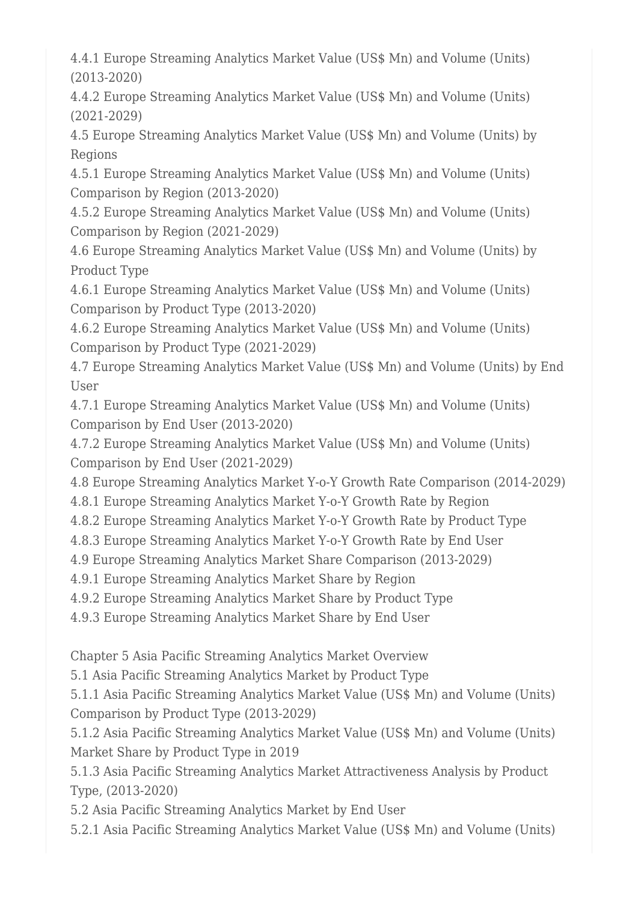4.4.1 Europe Streaming Analytics Market Value (US$ Mn) and Volume (Units) (2013-2020)
4.4.2 Europe Streaming Analytics Market Value (US$ Mn) and Volume (Units) (2021-2029)
4.5 Europe Streaming Analytics Market Value (US$ Mn) and Volume (Units) by Regions
4.5.1 Europe Streaming Analytics Market Value (US$ Mn) and Volume (Units) Comparison by Region (2013-2020)
4.5.2 Europe Streaming Analytics Market Value (US$ Mn) and Volume (Units) Comparison by Region (2021-2029)
4.6 Europe Streaming Analytics Market Value (US$ Mn) and Volume (Units) by Product Type
4.6.1 Europe Streaming Analytics Market Value (US$ Mn) and Volume (Units) Comparison by Product Type (2013-2020)
4.6.2 Europe Streaming Analytics Market Value (US$ Mn) and Volume (Units) Comparison by Product Type (2021-2029)
4.7 Europe Streaming Analytics Market Value (US$ Mn) and Volume (Units) by End User
4.7.1 Europe Streaming Analytics Market Value (US$ Mn) and Volume (Units) Comparison by End User (2013-2020)
4.7.2 Europe Streaming Analytics Market Value (US$ Mn) and Volume (Units) Comparison by End User (2021-2029)
4.8 Europe Streaming Analytics Market Y-o-Y Growth Rate Comparison (2014-2029)
4.8.1 Europe Streaming Analytics Market Y-o-Y Growth Rate by Region
4.8.2 Europe Streaming Analytics Market Y-o-Y Growth Rate by Product Type
4.8.3 Europe Streaming Analytics Market Y-o-Y Growth Rate by End User
4.9 Europe Streaming Analytics Market Share Comparison (2013-2029)
4.9.1 Europe Streaming Analytics Market Share by Region
4.9.2 Europe Streaming Analytics Market Share by Product Type
4.9.3 Europe Streaming Analytics Market Share by End User

Chapter 5 Asia Pacific Streaming Analytics Market Overview
5.1 Asia Pacific Streaming Analytics Market by Product Type
5.1.1 Asia Pacific Streaming Analytics Market Value (US$ Mn) and Volume (Units) Comparison by Product Type (2013-2029)
5.1.2 Asia Pacific Streaming Analytics Market Value (US$ Mn) and Volume (Units) Market Share by Product Type in 2019
5.1.3 Asia Pacific Streaming Analytics Market Attractiveness Analysis by Product Type, (2013-2020)
5.2 Asia Pacific Streaming Analytics Market by End User
5.2.1 Asia Pacific Streaming Analytics Market Value (US$ Mn) and Volume (Units)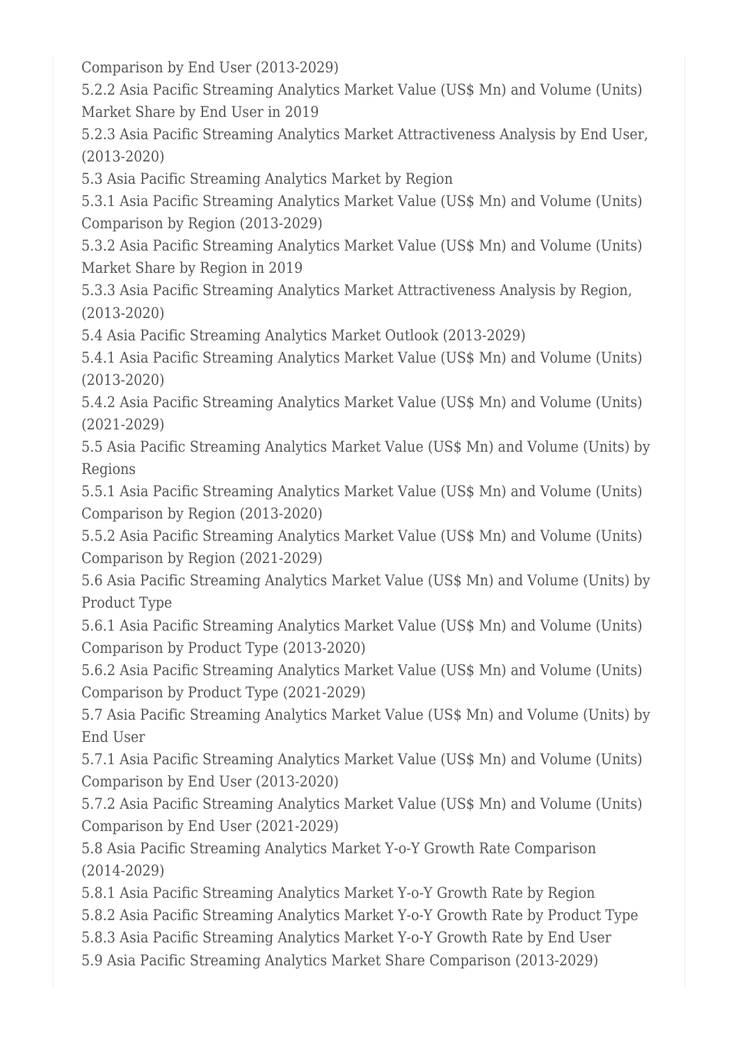Comparison by End User (2013-2029)

5.2.2 Asia Pacific Streaming Analytics Market Value (US$ Mn) and Volume (Units) Market Share by End User in 2019

5.2.3 Asia Pacific Streaming Analytics Market Attractiveness Analysis by End User, (2013-2020)

5.3 Asia Pacific Streaming Analytics Market by Region

5.3.1 Asia Pacific Streaming Analytics Market Value (US$ Mn) and Volume (Units) Comparison by Region (2013-2029)

5.3.2 Asia Pacific Streaming Analytics Market Value (US$ Mn) and Volume (Units) Market Share by Region in 2019

5.3.3 Asia Pacific Streaming Analytics Market Attractiveness Analysis by Region, (2013-2020)

5.4 Asia Pacific Streaming Analytics Market Outlook (2013-2029)

5.4.1 Asia Pacific Streaming Analytics Market Value (US$ Mn) and Volume (Units) (2013-2020)

5.4.2 Asia Pacific Streaming Analytics Market Value (US$ Mn) and Volume (Units) (2021-2029)

5.5 Asia Pacific Streaming Analytics Market Value (US$ Mn) and Volume (Units) by Regions

5.5.1 Asia Pacific Streaming Analytics Market Value (US$ Mn) and Volume (Units) Comparison by Region (2013-2020)

5.5.2 Asia Pacific Streaming Analytics Market Value (US$ Mn) and Volume (Units) Comparison by Region (2021-2029)

5.6 Asia Pacific Streaming Analytics Market Value (US$ Mn) and Volume (Units) by Product Type

5.6.1 Asia Pacific Streaming Analytics Market Value (US$ Mn) and Volume (Units) Comparison by Product Type (2013-2020)

5.6.2 Asia Pacific Streaming Analytics Market Value (US$ Mn) and Volume (Units) Comparison by Product Type (2021-2029)

5.7 Asia Pacific Streaming Analytics Market Value (US$ Mn) and Volume (Units) by End User

5.7.1 Asia Pacific Streaming Analytics Market Value (US$ Mn) and Volume (Units) Comparison by End User (2013-2020)

5.7.2 Asia Pacific Streaming Analytics Market Value (US$ Mn) and Volume (Units) Comparison by End User (2021-2029)

5.8 Asia Pacific Streaming Analytics Market Y-o-Y Growth Rate Comparison (2014-2029)

5.8.1 Asia Pacific Streaming Analytics Market Y-o-Y Growth Rate by Region

5.8.2 Asia Pacific Streaming Analytics Market Y-o-Y Growth Rate by Product Type

5.8.3 Asia Pacific Streaming Analytics Market Y-o-Y Growth Rate by End User

5.9 Asia Pacific Streaming Analytics Market Share Comparison (2013-2029)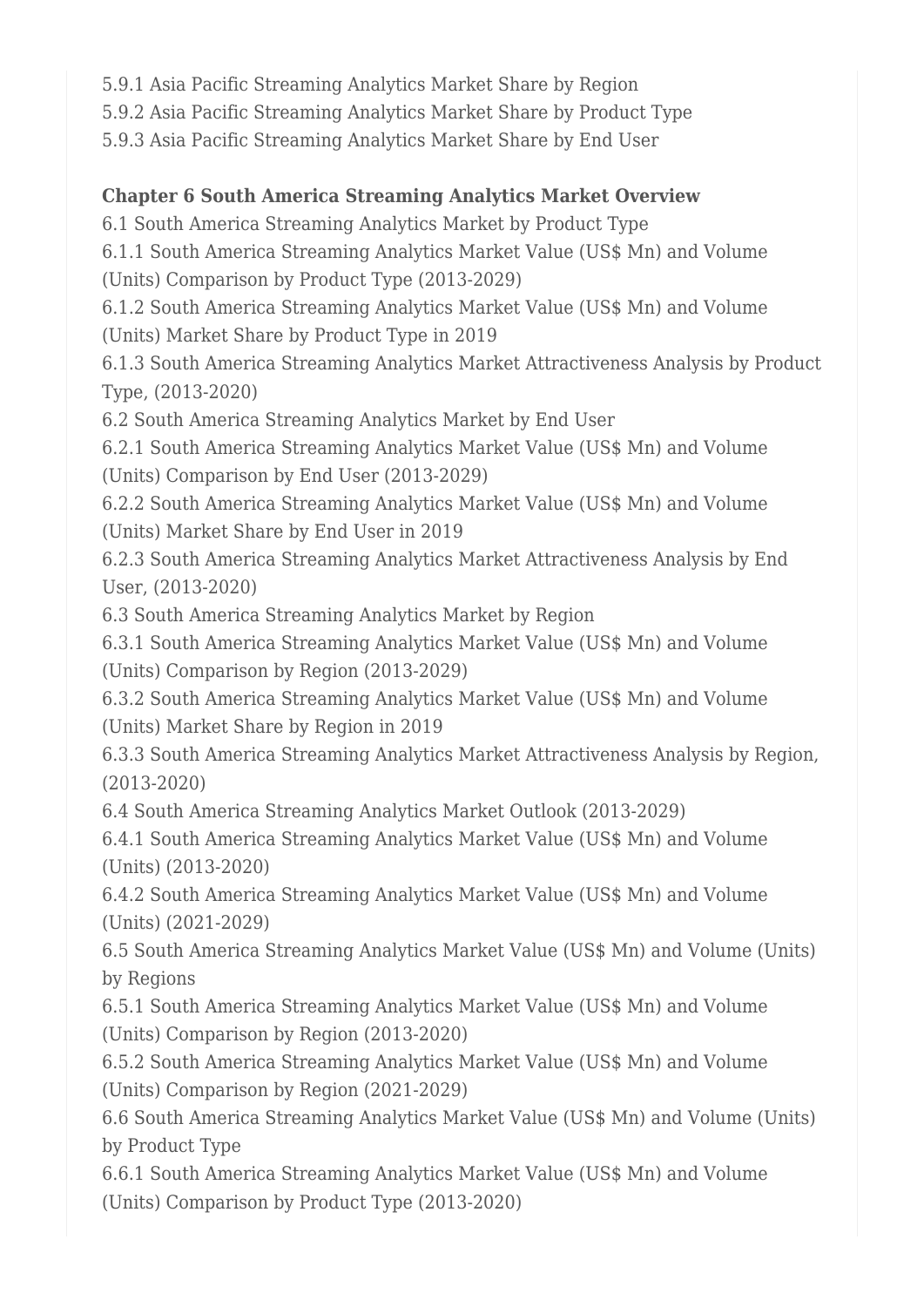5.9.1 Asia Pacific Streaming Analytics Market Share by Region
5.9.2 Asia Pacific Streaming Analytics Market Share by Product Type
5.9.3 Asia Pacific Streaming Analytics Market Share by End User

**Chapter 6 South America Streaming Analytics Market Overview**

6.1 South America Streaming Analytics Market by Product Type
6.1.1 South America Streaming Analytics Market Value (US$ Mn) and Volume (Units) Comparison by Product Type (2013-2029)
6.1.2 South America Streaming Analytics Market Value (US$ Mn) and Volume (Units) Market Share by Product Type in 2019
6.1.3 South America Streaming Analytics Market Attractiveness Analysis by Product Type, (2013-2020)
6.2 South America Streaming Analytics Market by End User
6.2.1 South America Streaming Analytics Market Value (US$ Mn) and Volume (Units) Comparison by End User (2013-2029)
6.2.2 South America Streaming Analytics Market Value (US$ Mn) and Volume (Units) Market Share by End User in 2019
6.2.3 South America Streaming Analytics Market Attractiveness Analysis by End User, (2013-2020)
6.3 South America Streaming Analytics Market by Region
6.3.1 South America Streaming Analytics Market Value (US$ Mn) and Volume (Units) Comparison by Region (2013-2029)
6.3.2 South America Streaming Analytics Market Value (US$ Mn) and Volume (Units) Market Share by Region in 2019
6.3.3 South America Streaming Analytics Market Attractiveness Analysis by Region, (2013-2020)
6.4 South America Streaming Analytics Market Outlook (2013-2029)
6.4.1 South America Streaming Analytics Market Value (US$ Mn) and Volume (Units) (2013-2020)
6.4.2 South America Streaming Analytics Market Value (US$ Mn) and Volume (Units) (2021-2029)
6.5 South America Streaming Analytics Market Value (US$ Mn) and Volume (Units) by Regions
6.5.1 South America Streaming Analytics Market Value (US$ Mn) and Volume (Units) Comparison by Region (2013-2020)
6.5.2 South America Streaming Analytics Market Value (US$ Mn) and Volume (Units) Comparison by Region (2021-2029)
6.6 South America Streaming Analytics Market Value (US$ Mn) and Volume (Units) by Product Type
6.6.1 South America Streaming Analytics Market Value (US$ Mn) and Volume (Units) Comparison by Product Type (2013-2020)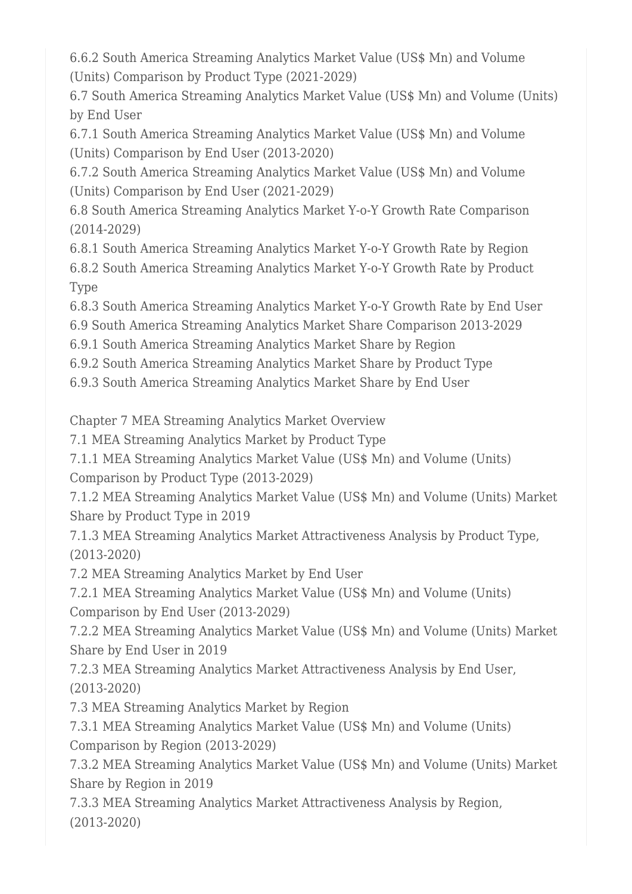6.6.2 South America Streaming Analytics Market Value (US$ Mn) and Volume (Units) Comparison by Product Type (2021-2029)

6.7 South America Streaming Analytics Market Value (US$ Mn) and Volume (Units) by End User

6.7.1 South America Streaming Analytics Market Value (US$ Mn) and Volume (Units) Comparison by End User (2013-2020)

6.7.2 South America Streaming Analytics Market Value (US$ Mn) and Volume (Units) Comparison by End User (2021-2029)

6.8 South America Streaming Analytics Market Y-o-Y Growth Rate Comparison (2014-2029)

6.8.1 South America Streaming Analytics Market Y-o-Y Growth Rate by Region

6.8.2 South America Streaming Analytics Market Y-o-Y Growth Rate by Product Type

6.8.3 South America Streaming Analytics Market Y-o-Y Growth Rate by End User

6.9 South America Streaming Analytics Market Share Comparison 2013-2029

6.9.1 South America Streaming Analytics Market Share by Region

6.9.2 South America Streaming Analytics Market Share by Product Type

6.9.3 South America Streaming Analytics Market Share by End User

Chapter 7 MEA Streaming Analytics Market Overview

7.1 MEA Streaming Analytics Market by Product Type

7.1.1 MEA Streaming Analytics Market Value (US$ Mn) and Volume (Units) Comparison by Product Type (2013-2029)

7.1.2 MEA Streaming Analytics Market Value (US$ Mn) and Volume (Units) Market Share by Product Type in 2019

7.1.3 MEA Streaming Analytics Market Attractiveness Analysis by Product Type, (2013-2020)

7.2 MEA Streaming Analytics Market by End User

7.2.1 MEA Streaming Analytics Market Value (US$ Mn) and Volume (Units) Comparison by End User (2013-2029)

7.2.2 MEA Streaming Analytics Market Value (US$ Mn) and Volume (Units) Market Share by End User in 2019

7.2.3 MEA Streaming Analytics Market Attractiveness Analysis by End User, (2013-2020)

7.3 MEA Streaming Analytics Market by Region

7.3.1 MEA Streaming Analytics Market Value (US$ Mn) and Volume (Units) Comparison by Region (2013-2029)

7.3.2 MEA Streaming Analytics Market Value (US$ Mn) and Volume (Units) Market Share by Region in 2019

7.3.3 MEA Streaming Analytics Market Attractiveness Analysis by Region, (2013-2020)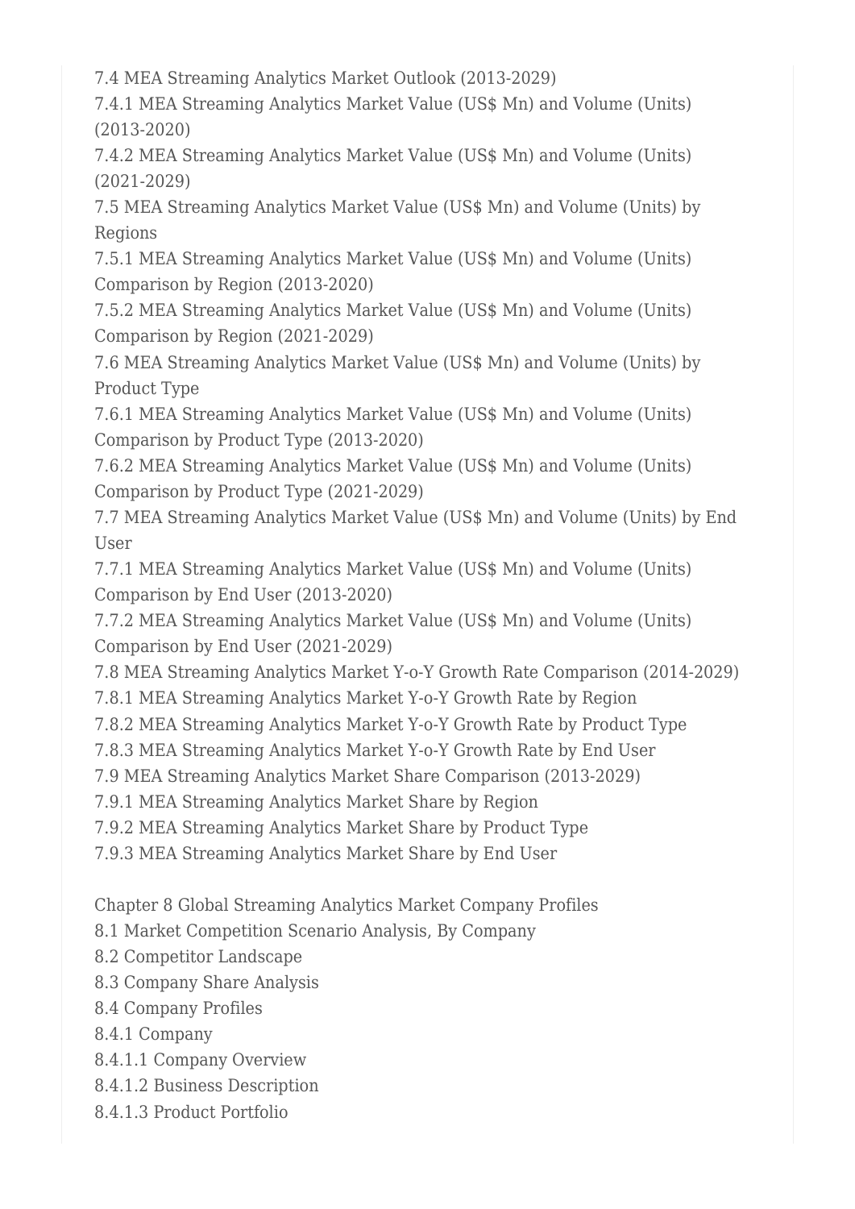7.4 MEA Streaming Analytics Market Outlook (2013-2029)
7.4.1 MEA Streaming Analytics Market Value (US$ Mn) and Volume (Units) (2013-2020)
7.4.2 MEA Streaming Analytics Market Value (US$ Mn) and Volume (Units) (2021-2029)
7.5 MEA Streaming Analytics Market Value (US$ Mn) and Volume (Units) by Regions
7.5.1 MEA Streaming Analytics Market Value (US$ Mn) and Volume (Units) Comparison by Region (2013-2020)
7.5.2 MEA Streaming Analytics Market Value (US$ Mn) and Volume (Units) Comparison by Region (2021-2029)
7.6 MEA Streaming Analytics Market Value (US$ Mn) and Volume (Units) by Product Type
7.6.1 MEA Streaming Analytics Market Value (US$ Mn) and Volume (Units) Comparison by Product Type (2013-2020)
7.6.2 MEA Streaming Analytics Market Value (US$ Mn) and Volume (Units) Comparison by Product Type (2021-2029)
7.7 MEA Streaming Analytics Market Value (US$ Mn) and Volume (Units) by End User
7.7.1 MEA Streaming Analytics Market Value (US$ Mn) and Volume (Units) Comparison by End User (2013-2020)
7.7.2 MEA Streaming Analytics Market Value (US$ Mn) and Volume (Units) Comparison by End User (2021-2029)
7.8 MEA Streaming Analytics Market Y-o-Y Growth Rate Comparison (2014-2029)
7.8.1 MEA Streaming Analytics Market Y-o-Y Growth Rate by Region
7.8.2 MEA Streaming Analytics Market Y-o-Y Growth Rate by Product Type
7.8.3 MEA Streaming Analytics Market Y-o-Y Growth Rate by End User
7.9 MEA Streaming Analytics Market Share Comparison (2013-2029)
7.9.1 MEA Streaming Analytics Market Share by Region
7.9.2 MEA Streaming Analytics Market Share by Product Type
7.9.3 MEA Streaming Analytics Market Share by End User

Chapter 8 Global Streaming Analytics Market Company Profiles
8.1 Market Competition Scenario Analysis, By Company
8.2 Competitor Landscape
8.3 Company Share Analysis
8.4 Company Profiles
8.4.1 Company
8.4.1.1 Company Overview
8.4.1.2 Business Description
8.4.1.3 Product Portfolio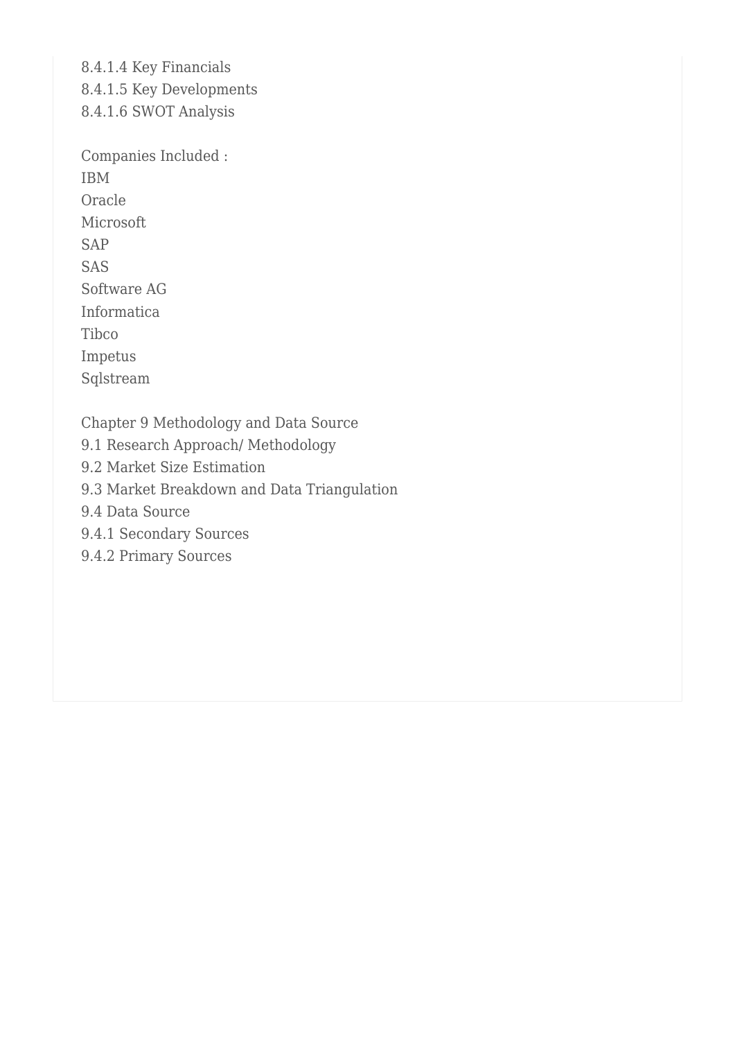8.4.1.4 Key Financials
8.4.1.5 Key Developments
8.4.1.6 SWOT Analysis

Companies Included :
IBM
Oracle
Microsoft
SAP
SAS
Software AG
Informatica
Tibco
Impetus
Sqlstream

Chapter 9 Methodology and Data Source
9.1 Research Approach/ Methodology
9.2 Market Size Estimation
9.3 Market Breakdown and Data Triangulation
9.4 Data Source
9.4.1 Secondary Sources
9.4.2 Primary Sources